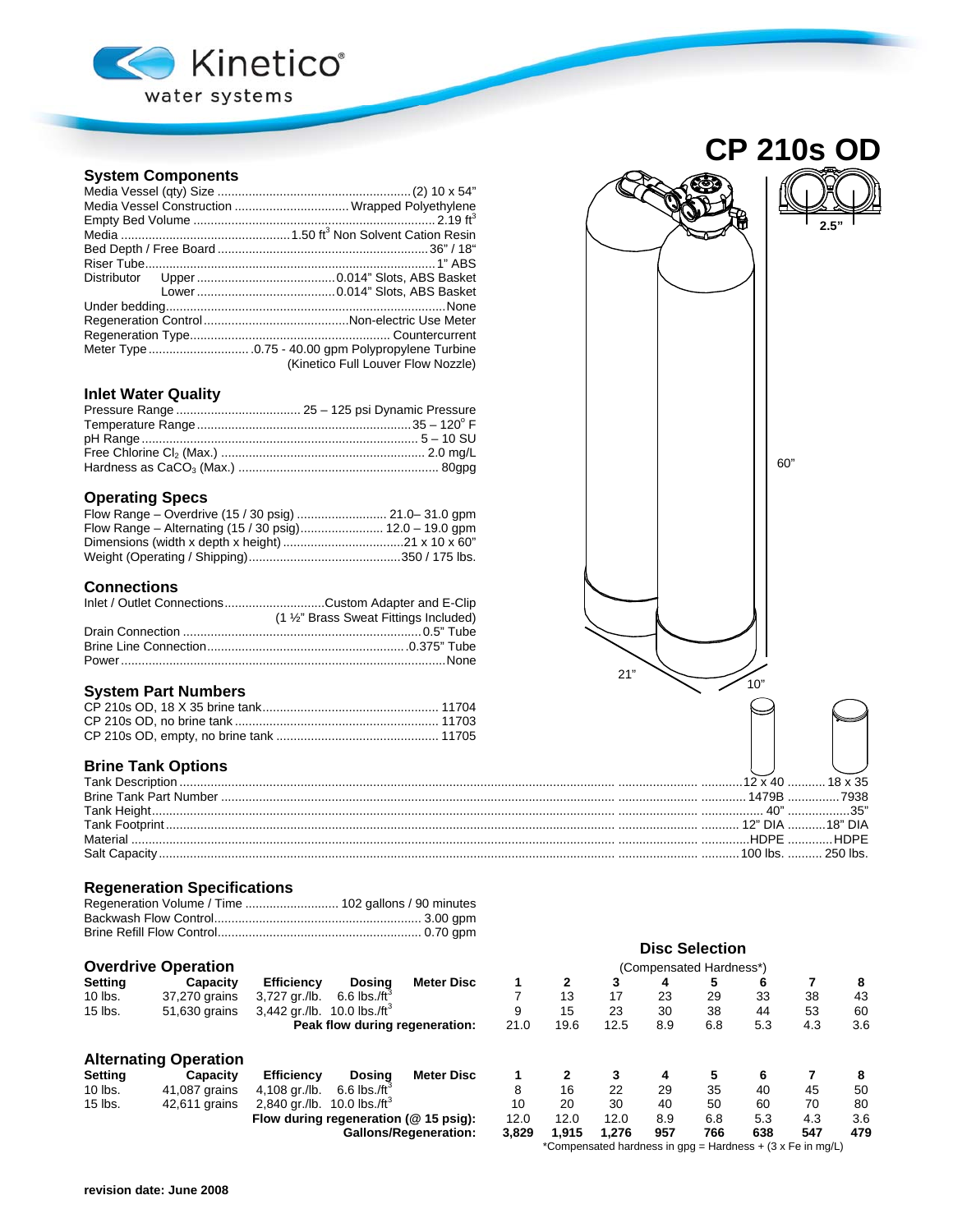Kinetico® water systems

# CP 210s OD

## System Components

| | |
|---|---|
| Media Vessel (qty) Size | (2) 10 x 54" |
| Media Vessel Construction | Wrapped Polyethylene |
| Empty Bed Volume | 2.19 $ft^3$ |
| Media | 1.50 $ft^3$ Non Solvent Cation Resin |
| Bed Depth / Free Board | 36" / 18" |
| Riser Tube | 1" ABS |
| Distributor Upper | 0.014" Slots, ABS Basket |
| Distributor Lower | 0.014" Slots, ABS Basket |
| Under bedding | None |
| Regeneration Control | Non-electric Use Meter |
| Regeneration Type | Countercurrent |
| Meter Type | .0.75 - 40.00 gpm Polypropylene Turbine (Kinetico Full Louver Flow Nozzle) |

## Inlet Water Quality

| | |
|---|---|
| Pressure Range | 25 – 125 psi Dynamic Pressure |
| Temperature Range | 35 – 120° F |
| pH Range | 5 – 10 SU |
| Free Chlorine $Cl_2$ (Max.) | 2.0 mg/L |
| Hardness as $CaCO_3$ (Max.) | 80gpg |

## Operating Specs

| | |
|---|---|
| Flow Range – Overdrive (15 / 30 psig) | 21.0– 31.0 gpm |
| Flow Range – Alternating (15 / 30 psig) | 12.0 – 19.0 gpm |
| Dimensions (width x depth x height) | 21 x 10 x 60" |
| Weight (Operating / Shipping) | 350 / 175 lbs. |

## Connections

| | |
|---|---|
| Inlet / Outlet Connections | Custom Adapter and E-Clip (1 ½" Brass Sweat Fittings Included) |
| Drain Connection | 0.5" Tube |
| Brine Line Connection | 0.375" Tube |
| Power | None |

## System Part Numbers

| | |
|---|---|
| CP 210s OD, 18 X 35 brine tank | 11704 |
| CP 210s OD, no brine tank | 11703 |
| CP 210s OD, empty, no brine tank | 11705 |

2.5"  60"  21"  10"

## Brine Tank Options

| | | |
|---|---|---|
| Tank Description | 12 x 40 | 18 x 35 |
| Brine Tank Part Number | 1479B | 7938 |
| Tank Height | 40" | 35" |
| Tank Footprint | 12" DIA | 18" DIA |
| Material | HDPE | HDPE |
| Salt Capacity | 100 lbs. | 250 lbs. |

## Regeneration Specifications

| | |
|---|---|
| Regeneration Volume / Time | 102 gallons / 90 minutes |
| Backwash Flow Control | 3.00 gpm |
| Brine Refill Flow Control | 0.70 gpm |

## Overdrive Operation

Disc Selection (Compensated Hardness*)

| Setting | Capacity | Efficiency | Dosing | Meter Disc | 1 | 2 | 3 | 4 | 5 | 6 | 7 | 8 |
|---|---|---|---|---|---|---|---|---|---|---|---|---|
| 10 lbs. | 37,270 grains | 3,727 gr./lb. | 6.6 lbs./$ft^3$ | | 7 | 13 | 17 | 23 | 29 | 33 | 38 | 43 |
| 15 lbs. | 51,630 grains | 3,442 gr./lb. | 10.0 lbs./$ft^3$ | | 9 | 15 | 23 | 30 | 38 | 44 | 53 | 60 |
| | | | | **Peak flow during regeneration:** | 21.0 | 19.6 | 12.5 | 8.9 | 6.8 | 5.3 | 4.3 | 3.6 |

## Alternating Operation

| Setting | Capacity | Efficiency | Dosing | Meter Disc | 1 | 2 | 3 | 4 | 5 | 6 | 7 | 8 |
|---|---|---|---|---|---|---|---|---|---|---|---|---|
| 10 lbs. | 41,087 grains | 4,108 gr./lb. | 6.6 lbs./$ft^3$ | | 8 | 16 | 22 | 29 | 35 | 40 | 45 | 50 |
| 15 lbs. | 42,611 grains | 2,840 gr./lb. | 10.0 lbs./$ft^3$ | | 10 | 20 | 30 | 40 | 50 | 60 | 70 | 80 |
| | | | | **Flow during regeneration (@ 15 psig):** | 12.0 | 12.0 | 12.0 | 8.9 | 6.8 | 5.3 | 4.3 | 3.6 |
| | | | | **Gallons/Regeneration:** | **3,829** | **1,915** | **1,276** | **957** | **766** | **638** | **547** | **479** |

*Compensated hardness in gpg = Hardness + (3 x Fe in mg/L)

**revision date: June 2008**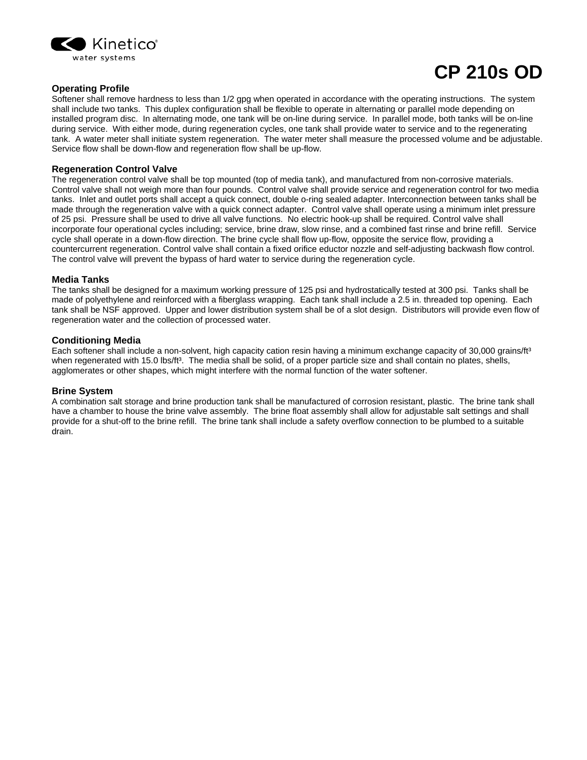# CP 210s OD

### Operating Profile

Softener shall remove hardness to less than 1/2 gpg when operated in accordance with the operating instructions. The system shall include two tanks. This duplex configuration shall be flexible to operate in alternating or parallel mode depending on installed program disc. In alternating mode, one tank will be on-line during service. In parallel mode, both tanks will be on-line during service. With either mode, during regeneration cycles, one tank shall provide water to service and to the regenerating tank. A water meter shall initiate system regeneration. The water meter shall measure the processed volume and be adjustable. Service flow shall be down-flow and regeneration flow shall be up-flow.

### Regeneration Control Valve

The regeneration control valve shall be top mounted (top of media tank), and manufactured from non-corrosive materials. Control valve shall not weigh more than four pounds. Control valve shall provide service and regeneration control for two media tanks. Inlet and outlet ports shall accept a quick connect, double o-ring sealed adapter. Interconnection between tanks shall be made through the regeneration valve with a quick connect adapter. Control valve shall operate using a minimum inlet pressure of 25 psi. Pressure shall be used to drive all valve functions. No electric hook-up shall be required. Control valve shall incorporate four operational cycles including; service, brine draw, slow rinse, and a combined fast rinse and brine refill. Service cycle shall operate in a down-flow direction. The brine cycle shall flow up-flow, opposite the service flow, providing a countercurrent regeneration. Control valve shall contain a fixed orifice eductor nozzle and self-adjusting backwash flow control. The control valve will prevent the bypass of hard water to service during the regeneration cycle.

### Media Tanks

The tanks shall be designed for a maximum working pressure of 125 psi and hydrostatically tested at 300 psi. Tanks shall be made of polyethylene and reinforced with a fiberglass wrapping. Each tank shall include a 2.5 in. threaded top opening. Each tank shall be NSF approved. Upper and lower distribution system shall be of a slot design. Distributors will provide even flow of regeneration water and the collection of processed water.

### Conditioning Media

Each softener shall include a non-solvent, high capacity cation resin having a minimum exchange capacity of 30,000 grains/ft$^3$ when regenerated with 15.0 lbs/ft$^3$. The media shall be solid, of a proper particle size and shall contain no plates, shells, agglomerates or other shapes, which might interfere with the normal function of the water softener.

### Brine System

A combination salt storage and brine production tank shall be manufactured of corrosion resistant, plastic. The brine tank shall have a chamber to house the brine valve assembly. The brine float assembly shall allow for adjustable salt settings and shall provide for a shut-off to the brine refill. The brine tank shall include a safety overflow connection to be plumbed to a suitable drain.